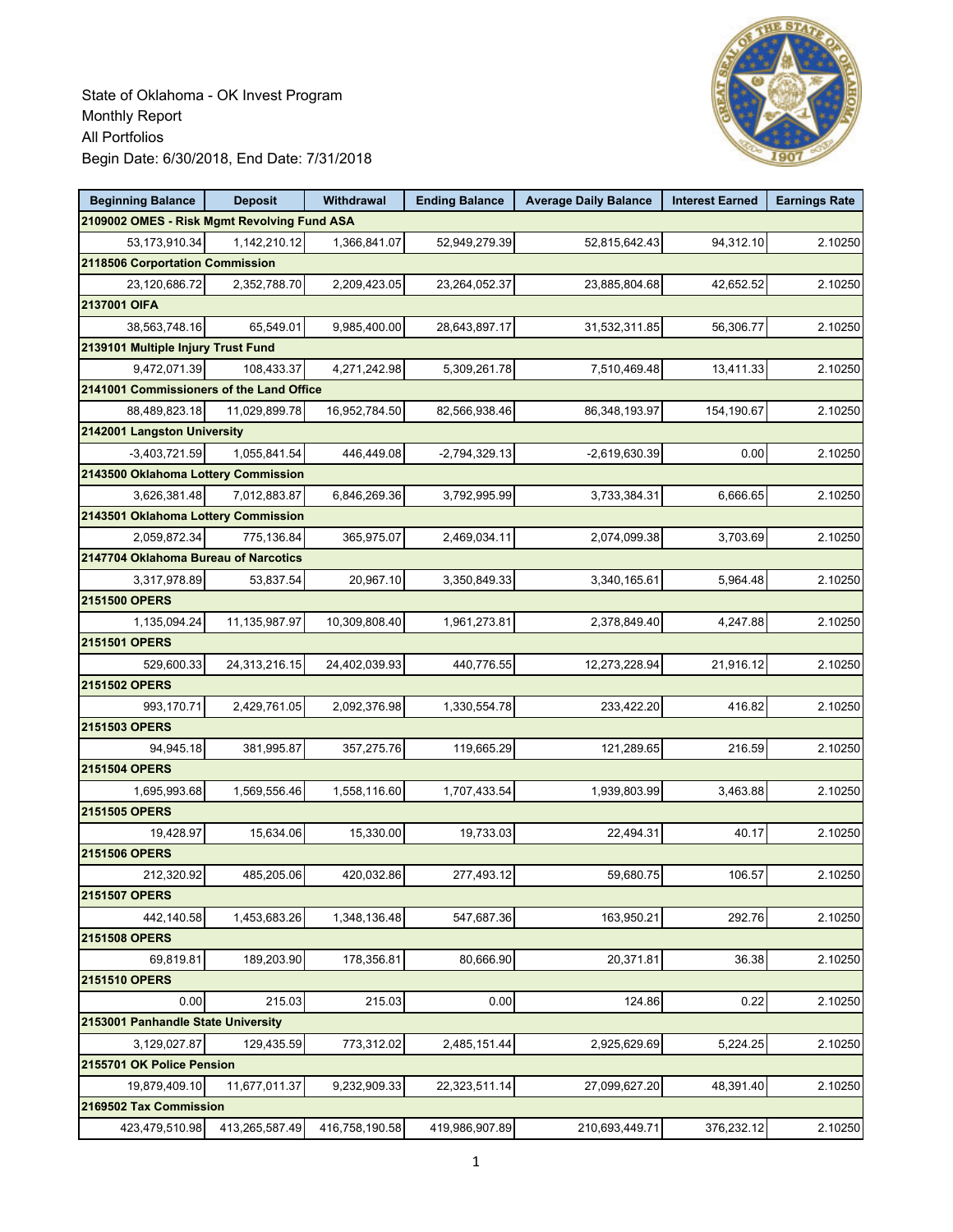State of Oklahoma - OK Invest Program
Monthly Report
All Portfolios
Begin Date: 6/30/2018, End Date: 7/31/2018

| Beginning Balance | Deposit | Withdrawal | Ending Balance | Average Daily Balance | Interest Earned | Earnings Rate |
|---|---|---|---|---|---|---|
| **2109002 OMES - Risk Mgmt Revolving Fund ASA** | | | | | | |
| 53,173,910.34 | 1,142,210.12 | 1,366,841.07 | 52,949,279.39 | 52,815,642.43 | 94,312.10 | 2.10250 |
| **2118506 Corportation Commission** | | | | | | |
| 23,120,686.72 | 2,352,788.70 | 2,209,423.05 | 23,264,052.37 | 23,885,804.68 | 42,652.52 | 2.10250 |
| **2137001 OIFA** | | | | | | |
| 38,563,748.16 | 65,549.01 | 9,985,400.00 | 28,643,897.17 | 31,532,311.85 | 56,306.77 | 2.10250 |
| **2139101 Multiple Injury Trust Fund** | | | | | | |
| 9,472,071.39 | 108,433.37 | 4,271,242.98 | 5,309,261.78 | 7,510,469.48 | 13,411.33 | 2.10250 |
| **2141001 Commissioners of the Land Office** | | | | | | |
| 88,489,823.18 | 11,029,899.78 | 16,952,784.50 | 82,566,938.46 | 86,348,193.97 | 154,190.67 | 2.10250 |
| **2142001 Langston University** | | | | | | |
| -3,403,721.59 | 1,055,841.54 | 446,449.08 | -2,794,329.13 | -2,619,630.39 | 0.00 | 2.10250 |
| **2143500 Oklahoma Lottery Commission** | | | | | | |
| 3,626,381.48 | 7,012,883.87 | 6,846,269.36 | 3,792,995.99 | 3,733,384.31 | 6,666.65 | 2.10250 |
| **2143501 Oklahoma Lottery Commission** | | | | | | |
| 2,059,872.34 | 775,136.84 | 365,975.07 | 2,469,034.11 | 2,074,099.38 | 3,703.69 | 2.10250 |
| **2147704 Oklahoma Bureau of Narcotics** | | | | | | |
| 3,317,978.89 | 53,837.54 | 20,967.10 | 3,350,849.33 | 3,340,165.61 | 5,964.48 | 2.10250 |
| **2151500 OPERS** | | | | | | |
| 1,135,094.24 | 11,135,987.97 | 10,309,808.40 | 1,961,273.81 | 2,378,849.40 | 4,247.88 | 2.10250 |
| **2151501 OPERS** | | | | | | |
| 529,600.33 | 24,313,216.15 | 24,402,039.93 | 440,776.55 | 12,273,228.94 | 21,916.12 | 2.10250 |
| **2151502 OPERS** | | | | | | |
| 993,170.71 | 2,429,761.05 | 2,092,376.98 | 1,330,554.78 | 233,422.20 | 416.82 | 2.10250 |
| **2151503 OPERS** | | | | | | |
| 94,945.18 | 381,995.87 | 357,275.76 | 119,665.29 | 121,289.65 | 216.59 | 2.10250 |
| **2151504 OPERS** | | | | | | |
| 1,695,993.68 | 1,569,556.46 | 1,558,116.60 | 1,707,433.54 | 1,939,803.99 | 3,463.88 | 2.10250 |
| **2151505 OPERS** | | | | | | |
| 19,428.97 | 15,634.06 | 15,330.00 | 19,733.03 | 22,494.31 | 40.17 | 2.10250 |
| **2151506 OPERS** | | | | | | |
| 212,320.92 | 485,205.06 | 420,032.86 | 277,493.12 | 59,680.75 | 106.57 | 2.10250 |
| **2151507 OPERS** | | | | | | |
| 442,140.58 | 1,453,683.26 | 1,348,136.48 | 547,687.36 | 163,950.21 | 292.76 | 2.10250 |
| **2151508 OPERS** | | | | | | |
| 69,819.81 | 189,203.90 | 178,356.81 | 80,666.90 | 20,371.81 | 36.38 | 2.10250 |
| **2151510 OPERS** | | | | | | |
| 0.00 | 215.03 | 215.03 | 0.00 | 124.86 | 0.22 | 2.10250 |
| **2153001 Panhandle State University** | | | | | | |
| 3,129,027.87 | 129,435.59 | 773,312.02 | 2,485,151.44 | 2,925,629.69 | 5,224.25 | 2.10250 |
| **2155701 OK Police Pension** | | | | | | |
| 19,879,409.10 | 11,677,011.37 | 9,232,909.33 | 22,323,511.14 | 27,099,627.20 | 48,391.40 | 2.10250 |
| **2169502 Tax Commission** | | | | | | |
| 423,479,510.98 | 413,265,587.49 | 416,758,190.58 | 419,986,907.89 | 210,693,449.71 | 376,232.12 | 2.10250 |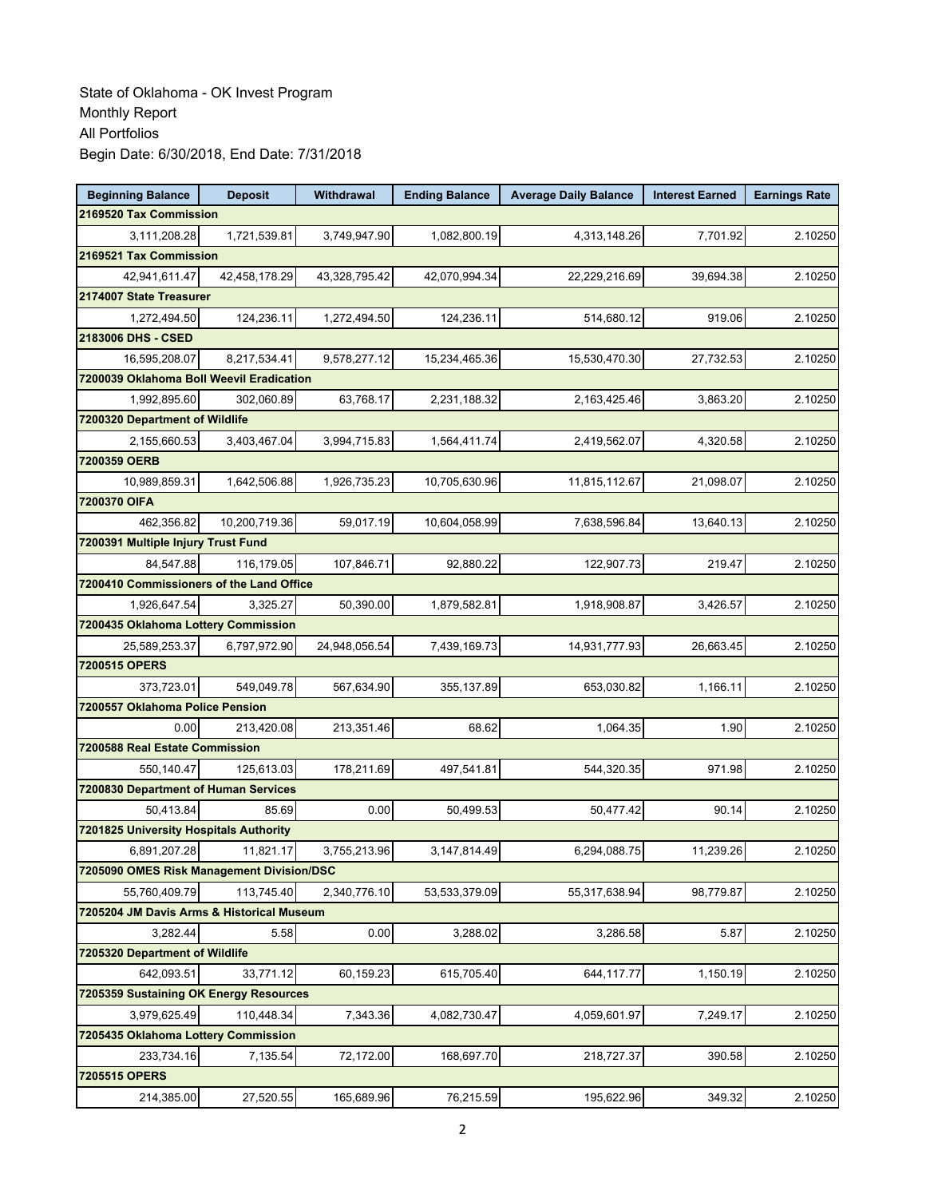State of Oklahoma - OK Invest Program
Monthly Report
All Portfolios
Begin Date: 6/30/2018, End Date: 7/31/2018

| Beginning Balance | Deposit | Withdrawal | Ending Balance | Average Daily Balance | Interest Earned | Earnings Rate |
|---|---|---|---|---|---|---|
| **2169520 Tax Commission** | | | | | | |
| 3,111,208.28 | 1,721,539.81 | 3,749,947.90 | 1,082,800.19 | 4,313,148.26 | 7,701.92 | 2.10250 |
| **2169521 Tax Commission** | | | | | | |
| 42,941,611.47 | 42,458,178.29 | 43,328,795.42 | 42,070,994.34 | 22,229,216.69 | 39,694.38 | 2.10250 |
| **2174007 State Treasurer** | | | | | | |
| 1,272,494.50 | 124,236.11 | 1,272,494.50 | 124,236.11 | 514,680.12 | 919.06 | 2.10250 |
| **2183006 DHS - CSED** | | | | | | |
| 16,595,208.07 | 8,217,534.41 | 9,578,277.12 | 15,234,465.36 | 15,530,470.30 | 27,732.53 | 2.10250 |
| **7200039 Oklahoma Boll Weevil Eradication** | | | | | | |
| 1,992,895.60 | 302,060.89 | 63,768.17 | 2,231,188.32 | 2,163,425.46 | 3,863.20 | 2.10250 |
| **7200320 Department of Wildlife** | | | | | | |
| 2,155,660.53 | 3,403,467.04 | 3,994,715.83 | 1,564,411.74 | 2,419,562.07 | 4,320.58 | 2.10250 |
| **7200359 OERB** | | | | | | |
| 10,989,859.31 | 1,642,506.88 | 1,926,735.23 | 10,705,630.96 | 11,815,112.67 | 21,098.07 | 2.10250 |
| **7200370 OIFA** | | | | | | |
| 462,356.82 | 10,200,719.36 | 59,017.19 | 10,604,058.99 | 7,638,596.84 | 13,640.13 | 2.10250 |
| **7200391 Multiple Injury Trust Fund** | | | | | | |
| 84,547.88 | 116,179.05 | 107,846.71 | 92,880.22 | 122,907.73 | 219.47 | 2.10250 |
| **7200410 Commissioners of the Land Office** | | | | | | |
| 1,926,647.54 | 3,325.27 | 50,390.00 | 1,879,582.81 | 1,918,908.87 | 3,426.57 | 2.10250 |
| **7200435 Oklahoma Lottery Commission** | | | | | | |
| 25,589,253.37 | 6,797,972.90 | 24,948,056.54 | 7,439,169.73 | 14,931,777.93 | 26,663.45 | 2.10250 |
| **7200515 OPERS** | | | | | | |
| 373,723.01 | 549,049.78 | 567,634.90 | 355,137.89 | 653,030.82 | 1,166.11 | 2.10250 |
| **7200557 Oklahoma Police Pension** | | | | | | |
| 0.00 | 213,420.08 | 213,351.46 | 68.62 | 1,064.35 | 1.90 | 2.10250 |
| **7200588 Real Estate Commission** | | | | | | |
| 550,140.47 | 125,613.03 | 178,211.69 | 497,541.81 | 544,320.35 | 971.98 | 2.10250 |
| **7200830 Department of Human Services** | | | | | | |
| 50,413.84 | 85.69 | 0.00 | 50,499.53 | 50,477.42 | 90.14 | 2.10250 |
| **7201825 University Hospitals Authority** | | | | | | |
| 6,891,207.28 | 11,821.17 | 3,755,213.96 | 3,147,814.49 | 6,294,088.75 | 11,239.26 | 2.10250 |
| **7205090 OMES Risk Management Division/DSC** | | | | | | |
| 55,760,409.79 | 113,745.40 | 2,340,776.10 | 53,533,379.09 | 55,317,638.94 | 98,779.87 | 2.10250 |
| **7205204 JM Davis Arms & Historical Museum** | | | | | | |
| 3,282.44 | 5.58 | 0.00 | 3,288.02 | 3,286.58 | 5.87 | 2.10250 |
| **7205320 Department of Wildlife** | | | | | | |
| 642,093.51 | 33,771.12 | 60,159.23 | 615,705.40 | 644,117.77 | 1,150.19 | 2.10250 |
| **7205359 Sustaining OK Energy Resources** | | | | | | |
| 3,979,625.49 | 110,448.34 | 7,343.36 | 4,082,730.47 | 4,059,601.97 | 7,249.17 | 2.10250 |
| **7205435 Oklahoma Lottery Commission** | | | | | | |
| 233,734.16 | 7,135.54 | 72,172.00 | 168,697.70 | 218,727.37 | 390.58 | 2.10250 |
| **7205515 OPERS** | | | | | | |
| 214,385.00 | 27,520.55 | 165,689.96 | 76,215.59 | 195,622.96 | 349.32 | 2.10250 |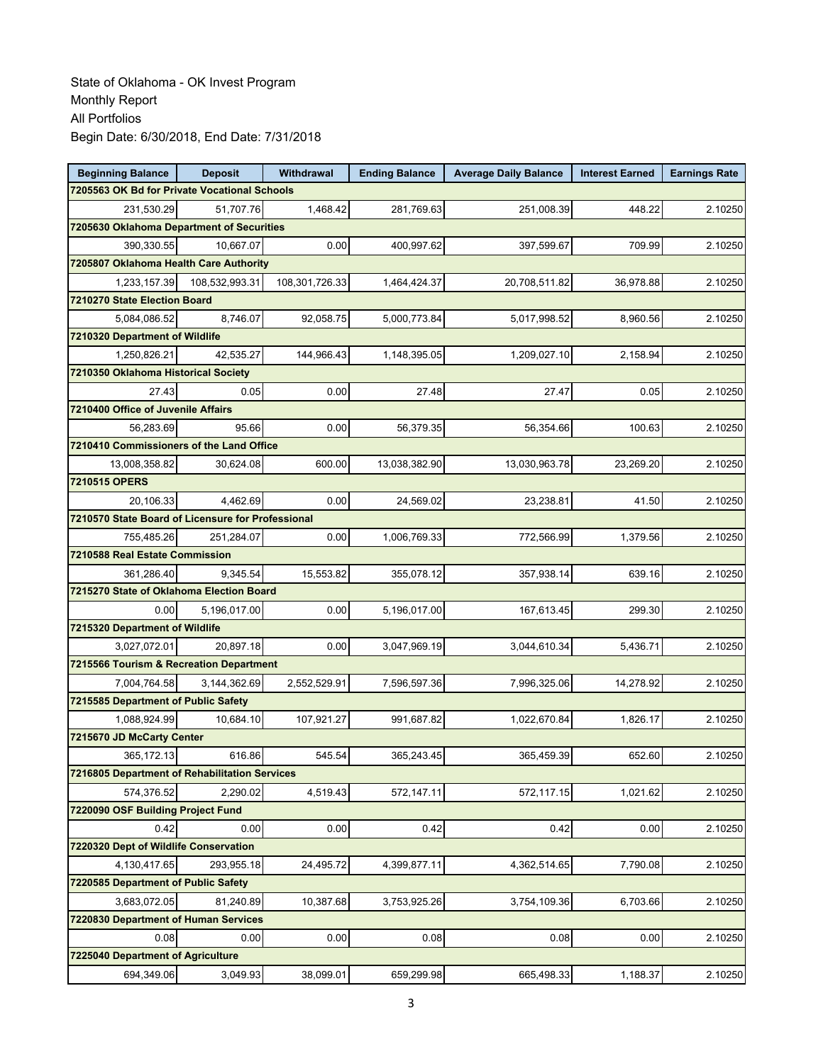State of Oklahoma - OK Invest Program
Monthly Report
All Portfolios
Begin Date: 6/30/2018, End Date: 7/31/2018

| Beginning Balance | Deposit | Withdrawal | Ending Balance | Average Daily Balance | Interest Earned | Earnings Rate |
|---|---|---|---|---|---|---|
| **7205563 OK Bd for Private Vocational Schools** | | | | | | |
| 231,530.29 | 51,707.76 | 1,468.42 | 281,769.63 | 251,008.39 | 448.22 | 2.10250 |
| **7205630 Oklahoma Department of Securities** | | | | | | |
| 390,330.55 | 10,667.07 | 0.00 | 400,997.62 | 397,599.67 | 709.99 | 2.10250 |
| **7205807 Oklahoma Health Care Authority** | | | | | | |
| 1,233,157.39 | 108,532,993.31 | 108,301,726.33 | 1,464,424.37 | 20,708,511.82 | 36,978.88 | 2.10250 |
| **7210270 State Election Board** | | | | | | |
| 5,084,086.52 | 8,746.07 | 92,058.75 | 5,000,773.84 | 5,017,998.52 | 8,960.56 | 2.10250 |
| **7210320 Department of Wildlife** | | | | | | |
| 1,250,826.21 | 42,535.27 | 144,966.43 | 1,148,395.05 | 1,209,027.10 | 2,158.94 | 2.10250 |
| **7210350 Oklahoma Historical Society** | | | | | | |
| 27.43 | 0.05 | 0.00 | 27.48 | 27.47 | 0.05 | 2.10250 |
| **7210400 Office of Juvenile Affairs** | | | | | | |
| 56,283.69 | 95.66 | 0.00 | 56,379.35 | 56,354.66 | 100.63 | 2.10250 |
| **7210410 Commissioners of the Land Office** | | | | | | |
| 13,008,358.82 | 30,624.08 | 600.00 | 13,038,382.90 | 13,030,963.78 | 23,269.20 | 2.10250 |
| **7210515 OPERS** | | | | | | |
| 20,106.33 | 4,462.69 | 0.00 | 24,569.02 | 23,238.81 | 41.50 | 2.10250 |
| **7210570 State Board of Licensure for Professional** | | | | | | |
| 755,485.26 | 251,284.07 | 0.00 | 1,006,769.33 | 772,566.99 | 1,379.56 | 2.10250 |
| **7210588 Real Estate Commission** | | | | | | |
| 361,286.40 | 9,345.54 | 15,553.82 | 355,078.12 | 357,938.14 | 639.16 | 2.10250 |
| **7215270 State of Oklahoma Election Board** | | | | | | |
| 0.00 | 5,196,017.00 | 0.00 | 5,196,017.00 | 167,613.45 | 299.30 | 2.10250 |
| **7215320 Department of Wildlife** | | | | | | |
| 3,027,072.01 | 20,897.18 | 0.00 | 3,047,969.19 | 3,044,610.34 | 5,436.71 | 2.10250 |
| **7215566 Tourism & Recreation Department** | | | | | | |
| 7,004,764.58 | 3,144,362.69 | 2,552,529.91 | 7,596,597.36 | 7,996,325.06 | 14,278.92 | 2.10250 |
| **7215585 Department of Public Safety** | | | | | | |
| 1,088,924.99 | 10,684.10 | 107,921.27 | 991,687.82 | 1,022,670.84 | 1,826.17 | 2.10250 |
| **7215670 JD McCarty Center** | | | | | | |
| 365,172.13 | 616.86 | 545.54 | 365,243.45 | 365,459.39 | 652.60 | 2.10250 |
| **7216805 Department of Rehabilitation Services** | | | | | | |
| 574,376.52 | 2,290.02 | 4,519.43 | 572,147.11 | 572,117.15 | 1,021.62 | 2.10250 |
| **7220090 OSF Building Project Fund** | | | | | | |
| 0.42 | 0.00 | 0.00 | 0.42 | 0.42 | 0.00 | 2.10250 |
| **7220320 Dept of Wildlife Conservation** | | | | | | |
| 4,130,417.65 | 293,955.18 | 24,495.72 | 4,399,877.11 | 4,362,514.65 | 7,790.08 | 2.10250 |
| **7220585 Department of Public Safety** | | | | | | |
| 3,683,072.05 | 81,240.89 | 10,387.68 | 3,753,925.26 | 3,754,109.36 | 6,703.66 | 2.10250 |
| **7220830 Department of Human Services** | | | | | | |
| 0.08 | 0.00 | 0.00 | 0.08 | 0.08 | 0.00 | 2.10250 |
| **7225040 Department of Agriculture** | | | | | | |
| 694,349.06 | 3,049.93 | 38,099.01 | 659,299.98 | 665,498.33 | 1,188.37 | 2.10250 |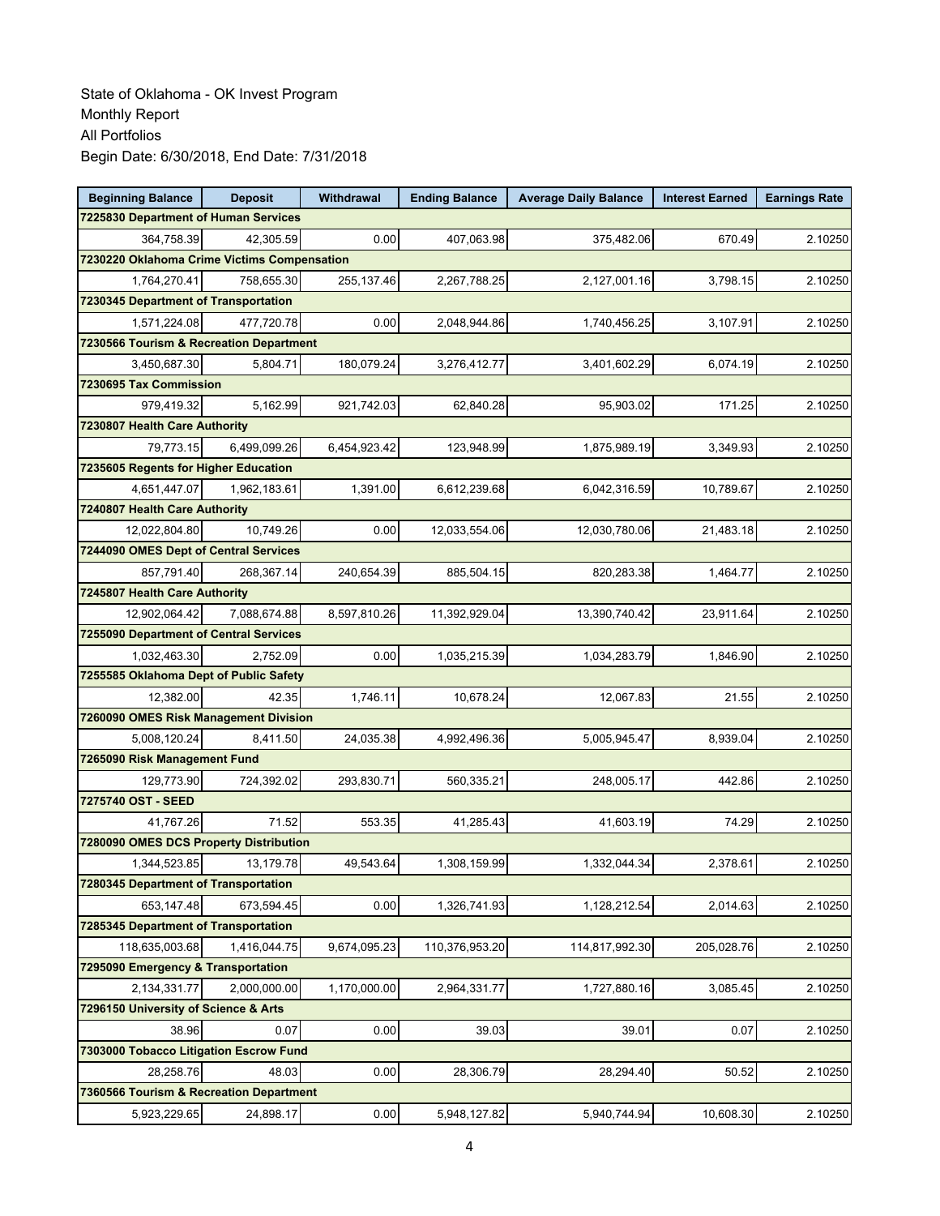State of Oklahoma - OK Invest Program
Monthly Report
All Portfolios
Begin Date: 6/30/2018, End Date: 7/31/2018

| Beginning Balance | Deposit | Withdrawal | Ending Balance | Average Daily Balance | Interest Earned | Earnings Rate |
|---|---|---|---|---|---|---|
| **7225830 Department of Human Services** | | | | | | |
| 364,758.39 | 42,305.59 | 0.00 | 407,063.98 | 375,482.06 | 670.49 | 2.10250 |
| **7230220 Oklahoma Crime Victims Compensation** | | | | | | |
| 1,764,270.41 | 758,655.30 | 255,137.46 | 2,267,788.25 | 2,127,001.16 | 3,798.15 | 2.10250 |
| **7230345 Department of Transportation** | | | | | | |
| 1,571,224.08 | 477,720.78 | 0.00 | 2,048,944.86 | 1,740,456.25 | 3,107.91 | 2.10250 |
| **7230566 Tourism & Recreation Department** | | | | | | |
| 3,450,687.30 | 5,804.71 | 180,079.24 | 3,276,412.77 | 3,401,602.29 | 6,074.19 | 2.10250 |
| **7230695 Tax Commission** | | | | | | |
| 979,419.32 | 5,162.99 | 921,742.03 | 62,840.28 | 95,903.02 | 171.25 | 2.10250 |
| **7230807 Health Care Authority** | | | | | | |
| 79,773.15 | 6,499,099.26 | 6,454,923.42 | 123,948.99 | 1,875,989.19 | 3,349.93 | 2.10250 |
| **7235605 Regents for Higher Education** | | | | | | |
| 4,651,447.07 | 1,962,183.61 | 1,391.00 | 6,612,239.68 | 6,042,316.59 | 10,789.67 | 2.10250 |
| **7240807 Health Care Authority** | | | | | | |
| 12,022,804.80 | 10,749.26 | 0.00 | 12,033,554.06 | 12,030,780.06 | 21,483.18 | 2.10250 |
| **7244090 OMES Dept of Central Services** | | | | | | |
| 857,791.40 | 268,367.14 | 240,654.39 | 885,504.15 | 820,283.38 | 1,464.77 | 2.10250 |
| **7245807 Health Care Authority** | | | | | | |
| 12,902,064.42 | 7,088,674.88 | 8,597,810.26 | 11,392,929.04 | 13,390,740.42 | 23,911.64 | 2.10250 |
| **7255090 Department of Central Services** | | | | | | |
| 1,032,463.30 | 2,752.09 | 0.00 | 1,035,215.39 | 1,034,283.79 | 1,846.90 | 2.10250 |
| **7255585 Oklahoma Dept of Public Safety** | | | | | | |
| 12,382.00 | 42.35 | 1,746.11 | 10,678.24 | 12,067.83 | 21.55 | 2.10250 |
| **7260090 OMES Risk Management Division** | | | | | | |
| 5,008,120.24 | 8,411.50 | 24,035.38 | 4,992,496.36 | 5,005,945.47 | 8,939.04 | 2.10250 |
| **7265090 Risk Management Fund** | | | | | | |
| 129,773.90 | 724,392.02 | 293,830.71 | 560,335.21 | 248,005.17 | 442.86 | 2.10250 |
| **7275740 OST - SEED** | | | | | | |
| 41,767.26 | 71.52 | 553.35 | 41,285.43 | 41,603.19 | 74.29 | 2.10250 |
| **7280090 OMES DCS Property Distribution** | | | | | | |
| 1,344,523.85 | 13,179.78 | 49,543.64 | 1,308,159.99 | 1,332,044.34 | 2,378.61 | 2.10250 |
| **7280345 Department of Transportation** | | | | | | |
| 653,147.48 | 673,594.45 | 0.00 | 1,326,741.93 | 1,128,212.54 | 2,014.63 | 2.10250 |
| **7285345 Department of Transportation** | | | | | | |
| 118,635,003.68 | 1,416,044.75 | 9,674,095.23 | 110,376,953.20 | 114,817,992.30 | 205,028.76 | 2.10250 |
| **7295090 Emergency & Transportation** | | | | | | |
| 2,134,331.77 | 2,000,000.00 | 1,170,000.00 | 2,964,331.77 | 1,727,880.16 | 3,085.45 | 2.10250 |
| **7296150 University of Science & Arts** | | | | | | |
| 38.96 | 0.07 | 0.00 | 39.03 | 39.01 | 0.07 | 2.10250 |
| **7303000 Tobacco Litigation Escrow Fund** | | | | | | |
| 28,258.76 | 48.03 | 0.00 | 28,306.79 | 28,294.40 | 50.52 | 2.10250 |
| **7360566 Tourism & Recreation Department** | | | | | | |
| 5,923,229.65 | 24,898.17 | 0.00 | 5,948,127.82 | 5,940,744.94 | 10,608.30 | 2.10250 |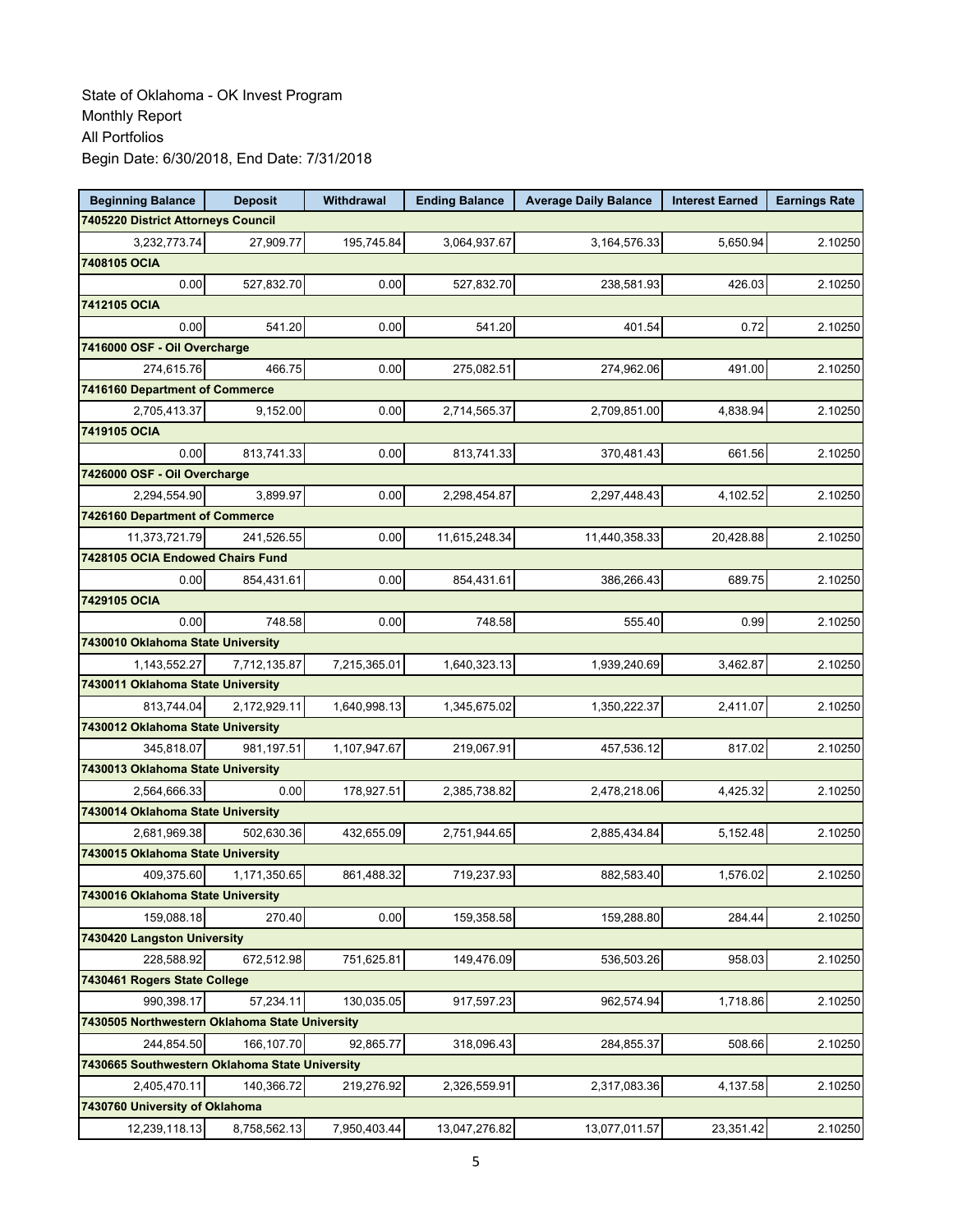State of Oklahoma - OK Invest Program
Monthly Report
All Portfolios
Begin Date: 6/30/2018, End Date: 7/31/2018

| Beginning Balance | Deposit | Withdrawal | Ending Balance | Average Daily Balance | Interest Earned | Earnings Rate |
|---|---|---|---|---|---|---|
| **7405220 District Attorneys Council** | | | | | | |
| 3,232,773.74 | 27,909.77 | 195,745.84 | 3,064,937.67 | 3,164,576.33 | 5,650.94 | 2.10250 |
| **7408105 OCIA** | | | | | | |
| 0.00 | 527,832.70 | 0.00 | 527,832.70 | 238,581.93 | 426.03 | 2.10250 |
| **7412105 OCIA** | | | | | | |
| 0.00 | 541.20 | 0.00 | 541.20 | 401.54 | 0.72 | 2.10250 |
| **7416000 OSF - Oil Overcharge** | | | | | | |
| 274,615.76 | 466.75 | 0.00 | 275,082.51 | 274,962.06 | 491.00 | 2.10250 |
| **7416160 Department of Commerce** | | | | | | |
| 2,705,413.37 | 9,152.00 | 0.00 | 2,714,565.37 | 2,709,851.00 | 4,838.94 | 2.10250 |
| **7419105 OCIA** | | | | | | |
| 0.00 | 813,741.33 | 0.00 | 813,741.33 | 370,481.43 | 661.56 | 2.10250 |
| **7426000 OSF - Oil Overcharge** | | | | | | |
| 2,294,554.90 | 3,899.97 | 0.00 | 2,298,454.87 | 2,297,448.43 | 4,102.52 | 2.10250 |
| **7426160 Department of Commerce** | | | | | | |
| 11,373,721.79 | 241,526.55 | 0.00 | 11,615,248.34 | 11,440,358.33 | 20,428.88 | 2.10250 |
| **7428105 OCIA Endowed Chairs Fund** | | | | | | |
| 0.00 | 854,431.61 | 0.00 | 854,431.61 | 386,266.43 | 689.75 | 2.10250 |
| **7429105 OCIA** | | | | | | |
| 0.00 | 748.58 | 0.00 | 748.58 | 555.40 | 0.99 | 2.10250 |
| **7430010 Oklahoma State University** | | | | | | |
| 1,143,552.27 | 7,712,135.87 | 7,215,365.01 | 1,640,323.13 | 1,939,240.69 | 3,462.87 | 2.10250 |
| **7430011 Oklahoma State University** | | | | | | |
| 813,744.04 | 2,172,929.11 | 1,640,998.13 | 1,345,675.02 | 1,350,222.37 | 2,411.07 | 2.10250 |
| **7430012 Oklahoma State University** | | | | | | |
| 345,818.07 | 981,197.51 | 1,107,947.67 | 219,067.91 | 457,536.12 | 817.02 | 2.10250 |
| **7430013 Oklahoma State University** | | | | | | |
| 2,564,666.33 | 0.00 | 178,927.51 | 2,385,738.82 | 2,478,218.06 | 4,425.32 | 2.10250 |
| **7430014 Oklahoma State University** | | | | | | |
| 2,681,969.38 | 502,630.36 | 432,655.09 | 2,751,944.65 | 2,885,434.84 | 5,152.48 | 2.10250 |
| **7430015 Oklahoma State University** | | | | | | |
| 409,375.60 | 1,171,350.65 | 861,488.32 | 719,237.93 | 882,583.40 | 1,576.02 | 2.10250 |
| **7430016 Oklahoma State University** | | | | | | |
| 159,088.18 | 270.40 | 0.00 | 159,358.58 | 159,288.80 | 284.44 | 2.10250 |
| **7430420 Langston University** | | | | | | |
| 228,588.92 | 672,512.98 | 751,625.81 | 149,476.09 | 536,503.26 | 958.03 | 2.10250 |
| **7430461 Rogers State College** | | | | | | |
| 990,398.17 | 57,234.11 | 130,035.05 | 917,597.23 | 962,574.94 | 1,718.86 | 2.10250 |
| **7430505 Northwestern Oklahoma State University** | | | | | | |
| 244,854.50 | 166,107.70 | 92,865.77 | 318,096.43 | 284,855.37 | 508.66 | 2.10250 |
| **7430665 Southwestern Oklahoma State University** | | | | | | |
| 2,405,470.11 | 140,366.72 | 219,276.92 | 2,326,559.91 | 2,317,083.36 | 4,137.58 | 2.10250 |
| **7430760 University of Oklahoma** | | | | | | |
| 12,239,118.13 | 8,758,562.13 | 7,950,403.44 | 13,047,276.82 | 13,077,011.57 | 23,351.42 | 2.10250 |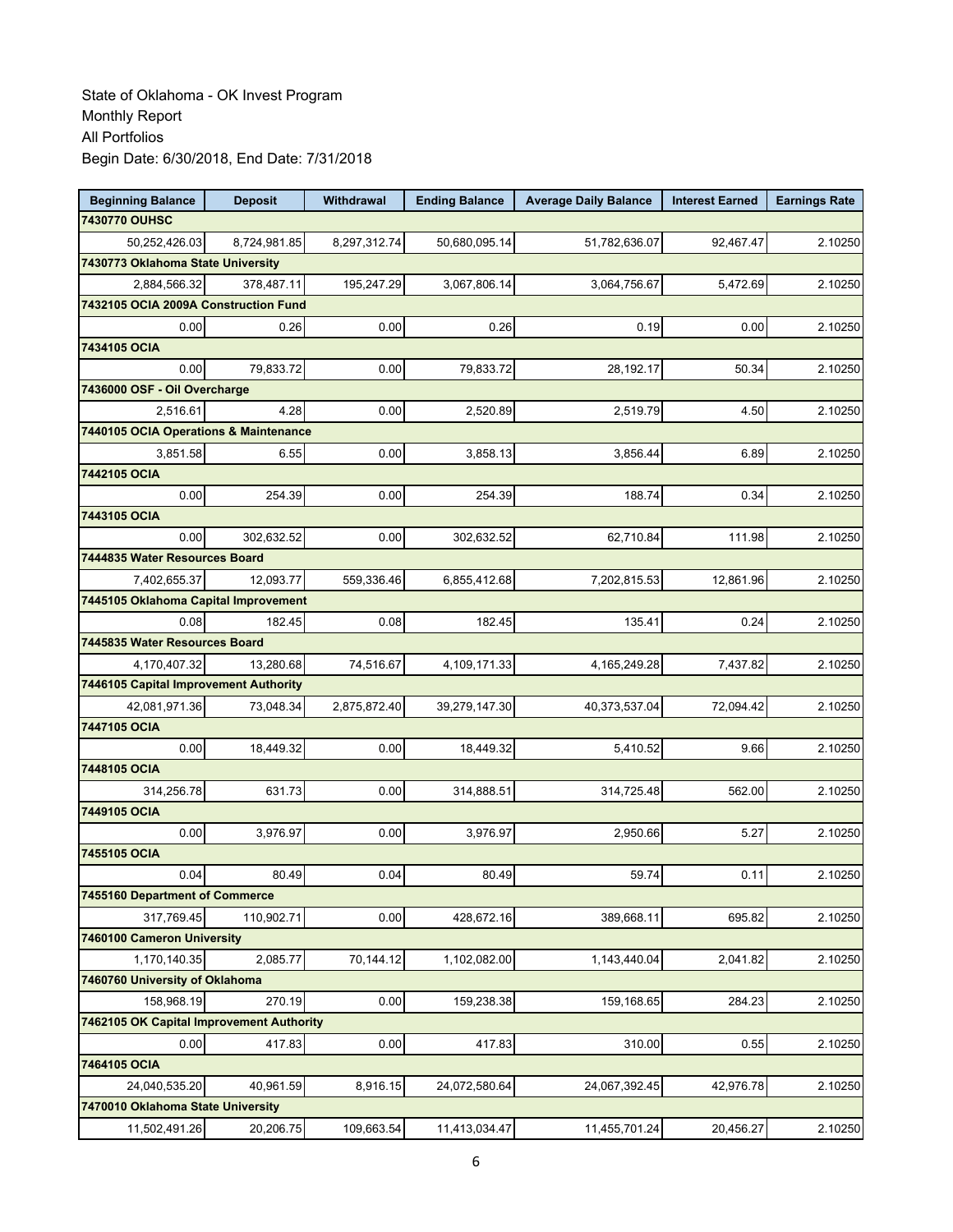State of Oklahoma - OK Invest Program
Monthly Report
All Portfolios
Begin Date: 6/30/2018, End Date: 7/31/2018

| Beginning Balance | Deposit | Withdrawal | Ending Balance | Average Daily Balance | Interest Earned | Earnings Rate |
|---|---|---|---|---|---|---|
| **7430770 OUHSC** | | | | | | |
| 50,252,426.03 | 8,724,981.85 | 8,297,312.74 | 50,680,095.14 | 51,782,636.07 | 92,467.47 | 2.10250 |
| **7430773 Oklahoma State University** | | | | | | |
| 2,884,566.32 | 378,487.11 | 195,247.29 | 3,067,806.14 | 3,064,756.67 | 5,472.69 | 2.10250 |
| **7432105 OCIA 2009A Construction Fund** | | | | | | |
| 0.00 | 0.26 | 0.00 | 0.26 | 0.19 | 0.00 | 2.10250 |
| **7434105 OCIA** | | | | | | |
| 0.00 | 79,833.72 | 0.00 | 79,833.72 | 28,192.17 | 50.34 | 2.10250 |
| **7436000 OSF - Oil Overcharge** | | | | | | |
| 2,516.61 | 4.28 | 0.00 | 2,520.89 | 2,519.79 | 4.50 | 2.10250 |
| **7440105 OCIA Operations & Maintenance** | | | | | | |
| 3,851.58 | 6.55 | 0.00 | 3,858.13 | 3,856.44 | 6.89 | 2.10250 |
| **7442105 OCIA** | | | | | | |
| 0.00 | 254.39 | 0.00 | 254.39 | 188.74 | 0.34 | 2.10250 |
| **7443105 OCIA** | | | | | | |
| 0.00 | 302,632.52 | 0.00 | 302,632.52 | 62,710.84 | 111.98 | 2.10250 |
| **7444835 Water Resources Board** | | | | | | |
| 7,402,655.37 | 12,093.77 | 559,336.46 | 6,855,412.68 | 7,202,815.53 | 12,861.96 | 2.10250 |
| **7445105 Oklahoma Capital Improvement** | | | | | | |
| 0.08 | 182.45 | 0.08 | 182.45 | 135.41 | 0.24 | 2.10250 |
| **7445835 Water Resources Board** | | | | | | |
| 4,170,407.32 | 13,280.68 | 74,516.67 | 4,109,171.33 | 4,165,249.28 | 7,437.82 | 2.10250 |
| **7446105 Capital Improvement Authority** | | | | | | |
| 42,081,971.36 | 73,048.34 | 2,875,872.40 | 39,279,147.30 | 40,373,537.04 | 72,094.42 | 2.10250 |
| **7447105 OCIA** | | | | | | |
| 0.00 | 18,449.32 | 0.00 | 18,449.32 | 5,410.52 | 9.66 | 2.10250 |
| **7448105 OCIA** | | | | | | |
| 314,256.78 | 631.73 | 0.00 | 314,888.51 | 314,725.48 | 562.00 | 2.10250 |
| **7449105 OCIA** | | | | | | |
| 0.00 | 3,976.97 | 0.00 | 3,976.97 | 2,950.66 | 5.27 | 2.10250 |
| **7455105 OCIA** | | | | | | |
| 0.04 | 80.49 | 0.04 | 80.49 | 59.74 | 0.11 | 2.10250 |
| **7455160 Department of Commerce** | | | | | | |
| 317,769.45 | 110,902.71 | 0.00 | 428,672.16 | 389,668.11 | 695.82 | 2.10250 |
| **7460100 Cameron University** | | | | | | |
| 1,170,140.35 | 2,085.77 | 70,144.12 | 1,102,082.00 | 1,143,440.04 | 2,041.82 | 2.10250 |
| **7460760 University of Oklahoma** | | | | | | |
| 158,968.19 | 270.19 | 0.00 | 159,238.38 | 159,168.65 | 284.23 | 2.10250 |
| **7462105 OK Capital Improvement Authority** | | | | | | |
| 0.00 | 417.83 | 0.00 | 417.83 | 310.00 | 0.55 | 2.10250 |
| **7464105 OCIA** | | | | | | |
| 24,040,535.20 | 40,961.59 | 8,916.15 | 24,072,580.64 | 24,067,392.45 | 42,976.78 | 2.10250 |
| **7470010 Oklahoma State University** | | | | | | |
| 11,502,491.26 | 20,206.75 | 109,663.54 | 11,413,034.47 | 11,455,701.24 | 20,456.27 | 2.10250 |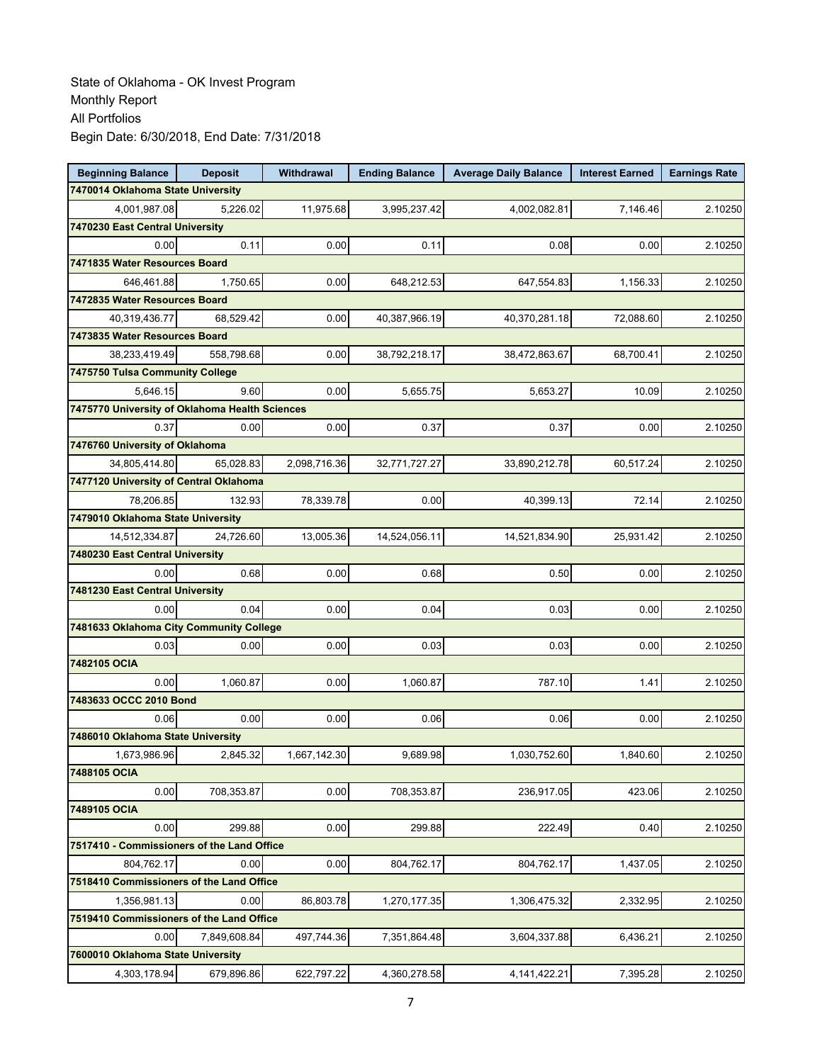State of Oklahoma - OK Invest Program
Monthly Report
All Portfolios
Begin Date: 6/30/2018, End Date: 7/31/2018

| Beginning Balance | Deposit | Withdrawal | Ending Balance | Average Daily Balance | Interest Earned | Earnings Rate |
|---|---|---|---|---|---|---|
| **7470014 Oklahoma State University** | | | | | | |
| 4,001,987.08 | 5,226.02 | 11,975.68 | 3,995,237.42 | 4,002,082.81 | 7,146.46 | 2.10250 |
| **7470230 East Central University** | | | | | | |
| 0.00 | 0.11 | 0.00 | 0.11 | 0.08 | 0.00 | 2.10250 |
| **7471835 Water Resources Board** | | | | | | |
| 646,461.88 | 1,750.65 | 0.00 | 648,212.53 | 647,554.83 | 1,156.33 | 2.10250 |
| **7472835 Water Resources Board** | | | | | | |
| 40,319,436.77 | 68,529.42 | 0.00 | 40,387,966.19 | 40,370,281.18 | 72,088.60 | 2.10250 |
| **7473835 Water Resources Board** | | | | | | |
| 38,233,419.49 | 558,798.68 | 0.00 | 38,792,218.17 | 38,472,863.67 | 68,700.41 | 2.10250 |
| **7475750 Tulsa Community College** | | | | | | |
| 5,646.15 | 9.60 | 0.00 | 5,655.75 | 5,653.27 | 10.09 | 2.10250 |
| **7475770 University of Oklahoma Health Sciences** | | | | | | |
| 0.37 | 0.00 | 0.00 | 0.37 | 0.37 | 0.00 | 2.10250 |
| **7476760 University of Oklahoma** | | | | | | |
| 34,805,414.80 | 65,028.83 | 2,098,716.36 | 32,771,727.27 | 33,890,212.78 | 60,517.24 | 2.10250 |
| **7477120 University of Central Oklahoma** | | | | | | |
| 78,206.85 | 132.93 | 78,339.78 | 0.00 | 40,399.13 | 72.14 | 2.10250 |
| **7479010 Oklahoma State University** | | | | | | |
| 14,512,334.87 | 24,726.60 | 13,005.36 | 14,524,056.11 | 14,521,834.90 | 25,931.42 | 2.10250 |
| **7480230 East Central University** | | | | | | |
| 0.00 | 0.68 | 0.00 | 0.68 | 0.50 | 0.00 | 2.10250 |
| **7481230 East Central University** | | | | | | |
| 0.00 | 0.04 | 0.00 | 0.04 | 0.03 | 0.00 | 2.10250 |
| **7481633 Oklahoma City Community College** | | | | | | |
| 0.03 | 0.00 | 0.00 | 0.03 | 0.03 | 0.00 | 2.10250 |
| **7482105 OCIA** | | | | | | |
| 0.00 | 1,060.87 | 0.00 | 1,060.87 | 787.10 | 1.41 | 2.10250 |
| **7483633 OCCC 2010 Bond** | | | | | | |
| 0.06 | 0.00 | 0.00 | 0.06 | 0.06 | 0.00 | 2.10250 |
| **7486010 Oklahoma State University** | | | | | | |
| 1,673,986.96 | 2,845.32 | 1,667,142.30 | 9,689.98 | 1,030,752.60 | 1,840.60 | 2.10250 |
| **7488105 OCIA** | | | | | | |
| 0.00 | 708,353.87 | 0.00 | 708,353.87 | 236,917.05 | 423.06 | 2.10250 |
| **7489105 OCIA** | | | | | | |
| 0.00 | 299.88 | 0.00 | 299.88 | 222.49 | 0.40 | 2.10250 |
| **7517410 - Commissioners of the Land Office** | | | | | | |
| 804,762.17 | 0.00 | 0.00 | 804,762.17 | 804,762.17 | 1,437.05 | 2.10250 |
| **7518410 Commissioners of the Land Office** | | | | | | |
| 1,356,981.13 | 0.00 | 86,803.78 | 1,270,177.35 | 1,306,475.32 | 2,332.95 | 2.10250 |
| **7519410 Commissioners of the Land Office** | | | | | | |
| 0.00 | 7,849,608.84 | 497,744.36 | 7,351,864.48 | 3,604,337.88 | 6,436.21 | 2.10250 |
| **7600010 Oklahoma State University** | | | | | | |
| 4,303,178.94 | 679,896.86 | 622,797.22 | 4,360,278.58 | 4,141,422.21 | 7,395.28 | 2.10250 |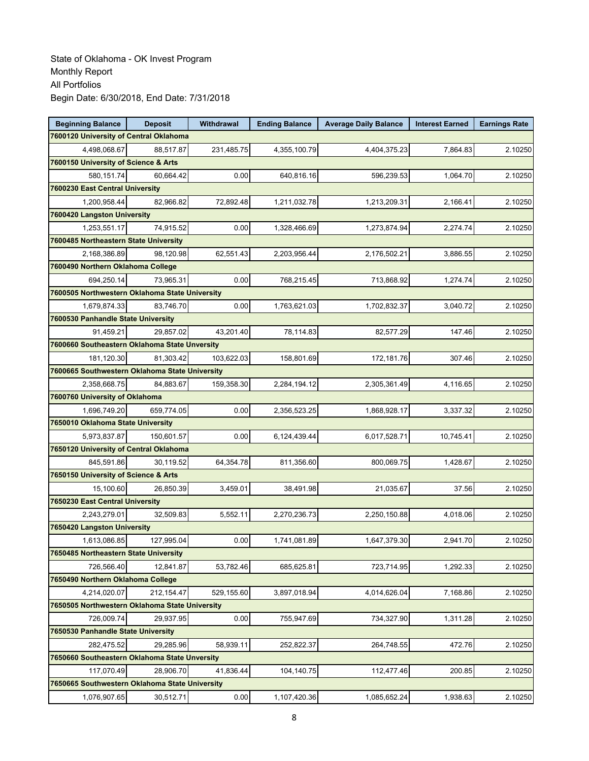State of Oklahoma - OK Invest Program
Monthly Report
All Portfolios
Begin Date: 6/30/2018, End Date: 7/31/2018

| Beginning Balance | Deposit | Withdrawal | Ending Balance | Average Daily Balance | Interest Earned | Earnings Rate |
|---|---|---|---|---|---|---|
| **7600120 University of Central Oklahoma** | | | | | | |
| 4,498,068.67 | 88,517.87 | 231,485.75 | 4,355,100.79 | 4,404,375.23 | 7,864.83 | 2.10250 |
| **7600150 University of Science & Arts** | | | | | | |
| 580,151.74 | 60,664.42 | 0.00 | 640,816.16 | 596,239.53 | 1,064.70 | 2.10250 |
| **7600230 East Central University** | | | | | | |
| 1,200,958.44 | 82,966.82 | 72,892.48 | 1,211,032.78 | 1,213,209.31 | 2,166.41 | 2.10250 |
| **7600420 Langston University** | | | | | | |
| 1,253,551.17 | 74,915.52 | 0.00 | 1,328,466.69 | 1,273,874.94 | 2,274.74 | 2.10250 |
| **7600485 Northeastern State University** | | | | | | |
| 2,168,386.89 | 98,120.98 | 62,551.43 | 2,203,956.44 | 2,176,502.21 | 3,886.55 | 2.10250 |
| **7600490 Northern Oklahoma College** | | | | | | |
| 694,250.14 | 73,965.31 | 0.00 | 768,215.45 | 713,868.92 | 1,274.74 | 2.10250 |
| **7600505 Northwestern Oklahoma State University** | | | | | | |
| 1,679,874.33 | 83,746.70 | 0.00 | 1,763,621.03 | 1,702,832.37 | 3,040.72 | 2.10250 |
| **7600530 Panhandle State University** | | | | | | |
| 91,459.21 | 29,857.02 | 43,201.40 | 78,114.83 | 82,577.29 | 147.46 | 2.10250 |
| **7600660 Southeastern Oklahoma State Unversity** | | | | | | |
| 181,120.30 | 81,303.42 | 103,622.03 | 158,801.69 | 172,181.76 | 307.46 | 2.10250 |
| **7600665 Southwestern Oklahoma State University** | | | | | | |
| 2,358,668.75 | 84,883.67 | 159,358.30 | 2,284,194.12 | 2,305,361.49 | 4,116.65 | 2.10250 |
| **7600760 University of Oklahoma** | | | | | | |
| 1,696,749.20 | 659,774.05 | 0.00 | 2,356,523.25 | 1,868,928.17 | 3,337.32 | 2.10250 |
| **7650010 Oklahoma State University** | | | | | | |
| 5,973,837.87 | 150,601.57 | 0.00 | 6,124,439.44 | 6,017,528.71 | 10,745.41 | 2.10250 |
| **7650120 University of Central Oklahoma** | | | | | | |
| 845,591.86 | 30,119.52 | 64,354.78 | 811,356.60 | 800,069.75 | 1,428.67 | 2.10250 |
| **7650150 University of Science & Arts** | | | | | | |
| 15,100.60 | 26,850.39 | 3,459.01 | 38,491.98 | 21,035.67 | 37.56 | 2.10250 |
| **7650230 East Central University** | | | | | | |
| 2,243,279.01 | 32,509.83 | 5,552.11 | 2,270,236.73 | 2,250,150.88 | 4,018.06 | 2.10250 |
| **7650420 Langston University** | | | | | | |
| 1,613,086.85 | 127,995.04 | 0.00 | 1,741,081.89 | 1,647,379.30 | 2,941.70 | 2.10250 |
| **7650485 Northeastern State University** | | | | | | |
| 726,566.40 | 12,841.87 | 53,782.46 | 685,625.81 | 723,714.95 | 1,292.33 | 2.10250 |
| **7650490 Northern Oklahoma College** | | | | | | |
| 4,214,020.07 | 212,154.47 | 529,155.60 | 3,897,018.94 | 4,014,626.04 | 7,168.86 | 2.10250 |
| **7650505 Northwestern Oklahoma State University** | | | | | | |
| 726,009.74 | 29,937.95 | 0.00 | 755,947.69 | 734,327.90 | 1,311.28 | 2.10250 |
| **7650530 Panhandle State University** | | | | | | |
| 282,475.52 | 29,285.96 | 58,939.11 | 252,822.37 | 264,748.55 | 472.76 | 2.10250 |
| **7650660 Southeastern Oklahoma State Unversity** | | | | | | |
| 117,070.49 | 28,906.70 | 41,836.44 | 104,140.75 | 112,477.46 | 200.85 | 2.10250 |
| **7650665 Southwestern Oklahoma State University** | | | | | | |
| 1,076,907.65 | 30,512.71 | 0.00 | 1,107,420.36 | 1,085,652.24 | 1,938.63 | 2.10250 |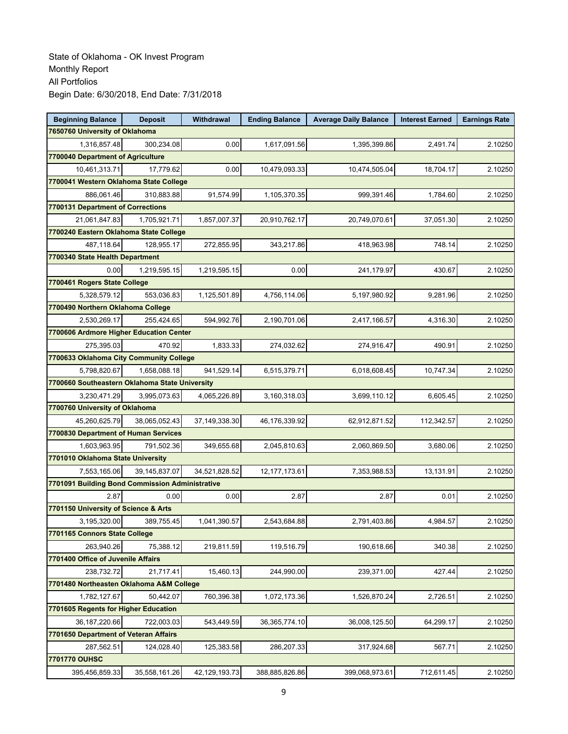State of Oklahoma - OK Invest Program
Monthly Report
All Portfolios
Begin Date: 6/30/2018, End Date: 7/31/2018

| Beginning Balance | Deposit | Withdrawal | Ending Balance | Average Daily Balance | Interest Earned | Earnings Rate |
|---|---|---|---|---|---|---|
| **7650760 University of Oklahoma** | | | | | | |
| 1,316,857.48 | 300,234.08 | 0.00 | 1,617,091.56 | 1,395,399.86 | 2,491.74 | 2.10250 |
| **7700040 Department of Agriculture** | | | | | | |
| 10,461,313.71 | 17,779.62 | 0.00 | 10,479,093.33 | 10,474,505.04 | 18,704.17 | 2.10250 |
| **7700041 Western Oklahoma State College** | | | | | | |
| 886,061.46 | 310,883.88 | 91,574.99 | 1,105,370.35 | 999,391.46 | 1,784.60 | 2.10250 |
| **7700131 Department of Corrections** | | | | | | |
| 21,061,847.83 | 1,705,921.71 | 1,857,007.37 | 20,910,762.17 | 20,749,070.61 | 37,051.30 | 2.10250 |
| **7700240 Eastern Oklahoma State College** | | | | | | |
| 487,118.64 | 128,955.17 | 272,855.95 | 343,217.86 | 418,963.98 | 748.14 | 2.10250 |
| **7700340 State Health Department** | | | | | | |
| 0.00 | 1,219,595.15 | 1,219,595.15 | 0.00 | 241,179.97 | 430.67 | 2.10250 |
| **7700461 Rogers State College** | | | | | | |
| 5,328,579.12 | 553,036.83 | 1,125,501.89 | 4,756,114.06 | 5,197,980.92 | 9,281.96 | 2.10250 |
| **7700490 Northern Oklahoma College** | | | | | | |
| 2,530,269.17 | 255,424.65 | 594,992.76 | 2,190,701.06 | 2,417,166.57 | 4,316.30 | 2.10250 |
| **7700606 Ardmore Higher Education Center** | | | | | | |
| 275,395.03 | 470.92 | 1,833.33 | 274,032.62 | 274,916.47 | 490.91 | 2.10250 |
| **7700633 Oklahoma City Community College** | | | | | | |
| 5,798,820.67 | 1,658,088.18 | 941,529.14 | 6,515,379.71 | 6,018,608.45 | 10,747.34 | 2.10250 |
| **7700660 Southeastern Oklahoma State University** | | | | | | |
| 3,230,471.29 | 3,995,073.63 | 4,065,226.89 | 3,160,318.03 | 3,699,110.12 | 6,605.45 | 2.10250 |
| **7700760 University of Oklahoma** | | | | | | |
| 45,260,625.79 | 38,065,052.43 | 37,149,338.30 | 46,176,339.92 | 62,912,871.52 | 112,342.57 | 2.10250 |
| **7700830 Department of Human Services** | | | | | | |
| 1,603,963.95 | 791,502.36 | 349,655.68 | 2,045,810.63 | 2,060,869.50 | 3,680.06 | 2.10250 |
| **7701010 Oklahoma State University** | | | | | | |
| 7,553,165.06 | 39,145,837.07 | 34,521,828.52 | 12,177,173.61 | 7,353,988.53 | 13,131.91 | 2.10250 |
| **7701091 Building Bond Commission Administrative** | | | | | | |
| 2.87 | 0.00 | 0.00 | 2.87 | 2.87 | 0.01 | 2.10250 |
| **7701150 University of Science & Arts** | | | | | | |
| 3,195,320.00 | 389,755.45 | 1,041,390.57 | 2,543,684.88 | 2,791,403.86 | 4,984.57 | 2.10250 |
| **7701165 Connors State College** | | | | | | |
| 263,940.26 | 75,388.12 | 219,811.59 | 119,516.79 | 190,618.66 | 340.38 | 2.10250 |
| **7701400 Office of Juvenile Affairs** | | | | | | |
| 238,732.72 | 21,717.41 | 15,460.13 | 244,990.00 | 239,371.00 | 427.44 | 2.10250 |
| **7701480 Northeasten Oklahoma A&M College** | | | | | | |
| 1,782,127.67 | 50,442.07 | 760,396.38 | 1,072,173.36 | 1,526,870.24 | 2,726.51 | 2.10250 |
| **7701605 Regents for Higher Education** | | | | | | |
| 36,187,220.66 | 722,003.03 | 543,449.59 | 36,365,774.10 | 36,008,125.50 | 64,299.17 | 2.10250 |
| **7701650 Department of Veteran Affairs** | | | | | | |
| 287,562.51 | 124,028.40 | 125,383.58 | 286,207.33 | 317,924.68 | 567.71 | 2.10250 |
| **7701770 OUHSC** | | | | | | |
| 395,456,859.33 | 35,558,161.26 | 42,129,193.73 | 388,885,826.86 | 399,068,973.61 | 712,611.45 | 2.10250 |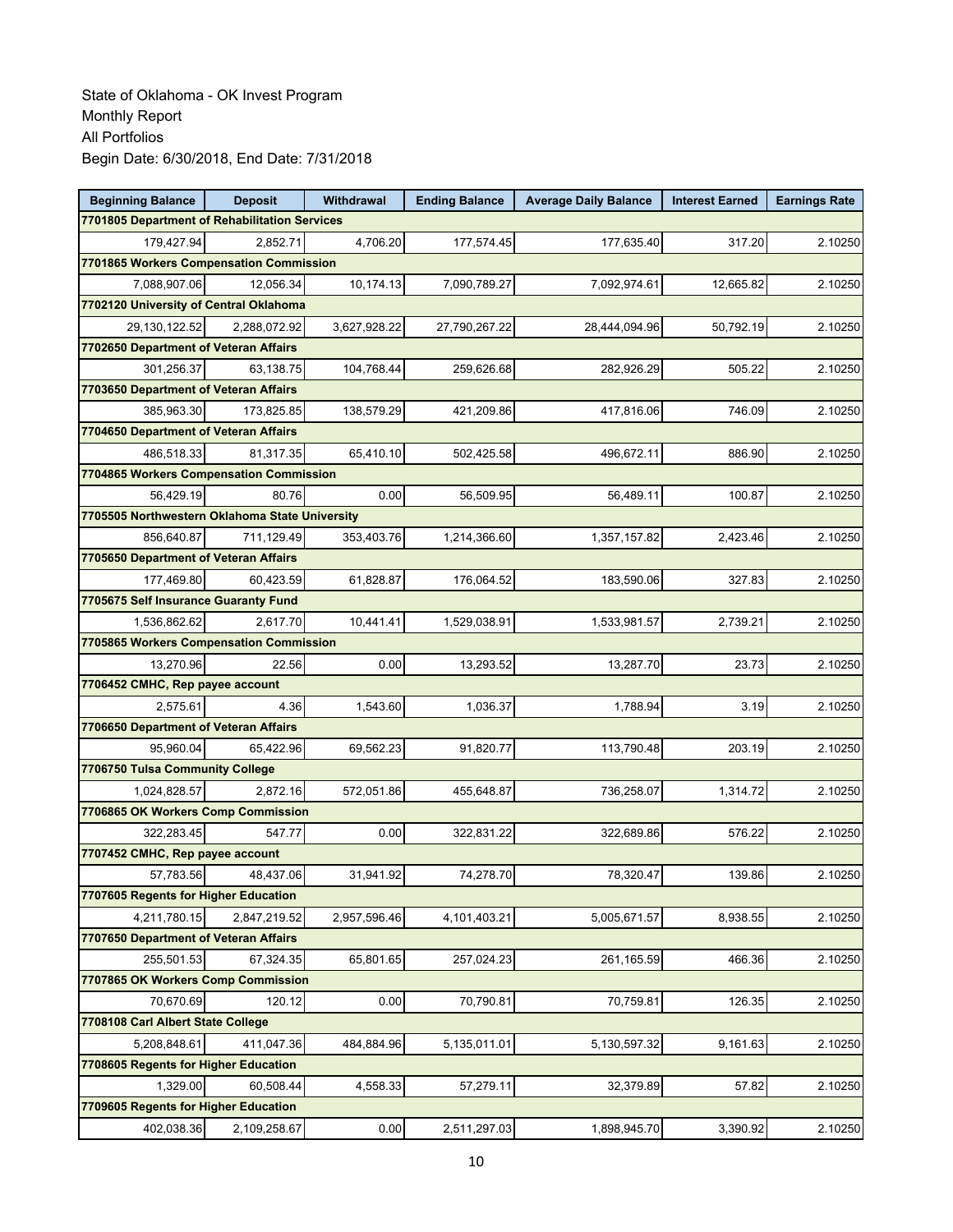State of Oklahoma - OK Invest Program
Monthly Report
All Portfolios
Begin Date: 6/30/2018, End Date: 7/31/2018

| Beginning Balance | Deposit | Withdrawal | Ending Balance | Average Daily Balance | Interest Earned | Earnings Rate |
|---|---|---|---|---|---|---|
| **7701805 Department of Rehabilitation Services** | | | | | | |
| 179,427.94 | 2,852.71 | 4,706.20 | 177,574.45 | 177,635.40 | 317.20 | 2.10250 |
| **7701865 Workers Compensation Commission** | | | | | | |
| 7,088,907.06 | 12,056.34 | 10,174.13 | 7,090,789.27 | 7,092,974.61 | 12,665.82 | 2.10250 |
| **7702120 University of Central Oklahoma** | | | | | | |
| 29,130,122.52 | 2,288,072.92 | 3,627,928.22 | 27,790,267.22 | 28,444,094.96 | 50,792.19 | 2.10250 |
| **7702650 Department of Veteran Affairs** | | | | | | |
| 301,256.37 | 63,138.75 | 104,768.44 | 259,626.68 | 282,926.29 | 505.22 | 2.10250 |
| **7703650 Department of Veteran Affairs** | | | | | | |
| 385,963.30 | 173,825.85 | 138,579.29 | 421,209.86 | 417,816.06 | 746.09 | 2.10250 |
| **7704650 Department of Veteran Affairs** | | | | | | |
| 486,518.33 | 81,317.35 | 65,410.10 | 502,425.58 | 496,672.11 | 886.90 | 2.10250 |
| **7704865 Workers Compensation Commission** | | | | | | |
| 56,429.19 | 80.76 | 0.00 | 56,509.95 | 56,489.11 | 100.87 | 2.10250 |
| **7705505 Northwestern Oklahoma State University** | | | | | | |
| 856,640.87 | 711,129.49 | 353,403.76 | 1,214,366.60 | 1,357,157.82 | 2,423.46 | 2.10250 |
| **7705650 Department of Veteran Affairs** | | | | | | |
| 177,469.80 | 60,423.59 | 61,828.87 | 176,064.52 | 183,590.06 | 327.83 | 2.10250 |
| **7705675 Self Insurance Guaranty Fund** | | | | | | |
| 1,536,862.62 | 2,617.70 | 10,441.41 | 1,529,038.91 | 1,533,981.57 | 2,739.21 | 2.10250 |
| **7705865 Workers Compensation Commission** | | | | | | |
| 13,270.96 | 22.56 | 0.00 | 13,293.52 | 13,287.70 | 23.73 | 2.10250 |
| **7706452 CMHC, Rep payee account** | | | | | | |
| 2,575.61 | 4.36 | 1,543.60 | 1,036.37 | 1,788.94 | 3.19 | 2.10250 |
| **7706650 Department of Veteran Affairs** | | | | | | |
| 95,960.04 | 65,422.96 | 69,562.23 | 91,820.77 | 113,790.48 | 203.19 | 2.10250 |
| **7706750 Tulsa Community College** | | | | | | |
| 1,024,828.57 | 2,872.16 | 572,051.86 | 455,648.87 | 736,258.07 | 1,314.72 | 2.10250 |
| **7706865 OK Workers Comp Commission** | | | | | | |
| 322,283.45 | 547.77 | 0.00 | 322,831.22 | 322,689.86 | 576.22 | 2.10250 |
| **7707452 CMHC, Rep payee account** | | | | | | |
| 57,783.56 | 48,437.06 | 31,941.92 | 74,278.70 | 78,320.47 | 139.86 | 2.10250 |
| **7707605 Regents for Higher Education** | | | | | | |
| 4,211,780.15 | 2,847,219.52 | 2,957,596.46 | 4,101,403.21 | 5,005,671.57 | 8,938.55 | 2.10250 |
| **7707650 Department of Veteran Affairs** | | | | | | |
| 255,501.53 | 67,324.35 | 65,801.65 | 257,024.23 | 261,165.59 | 466.36 | 2.10250 |
| **7707865 OK Workers Comp Commission** | | | | | | |
| 70,670.69 | 120.12 | 0.00 | 70,790.81 | 70,759.81 | 126.35 | 2.10250 |
| **7708108 Carl Albert State College** | | | | | | |
| 5,208,848.61 | 411,047.36 | 484,884.96 | 5,135,011.01 | 5,130,597.32 | 9,161.63 | 2.10250 |
| **7708605 Regents for Higher Education** | | | | | | |
| 1,329.00 | 60,508.44 | 4,558.33 | 57,279.11 | 32,379.89 | 57.82 | 2.10250 |
| **7709605 Regents for Higher Education** | | | | | | |
| 402,038.36 | 2,109,258.67 | 0.00 | 2,511,297.03 | 1,898,945.70 | 3,390.92 | 2.10250 |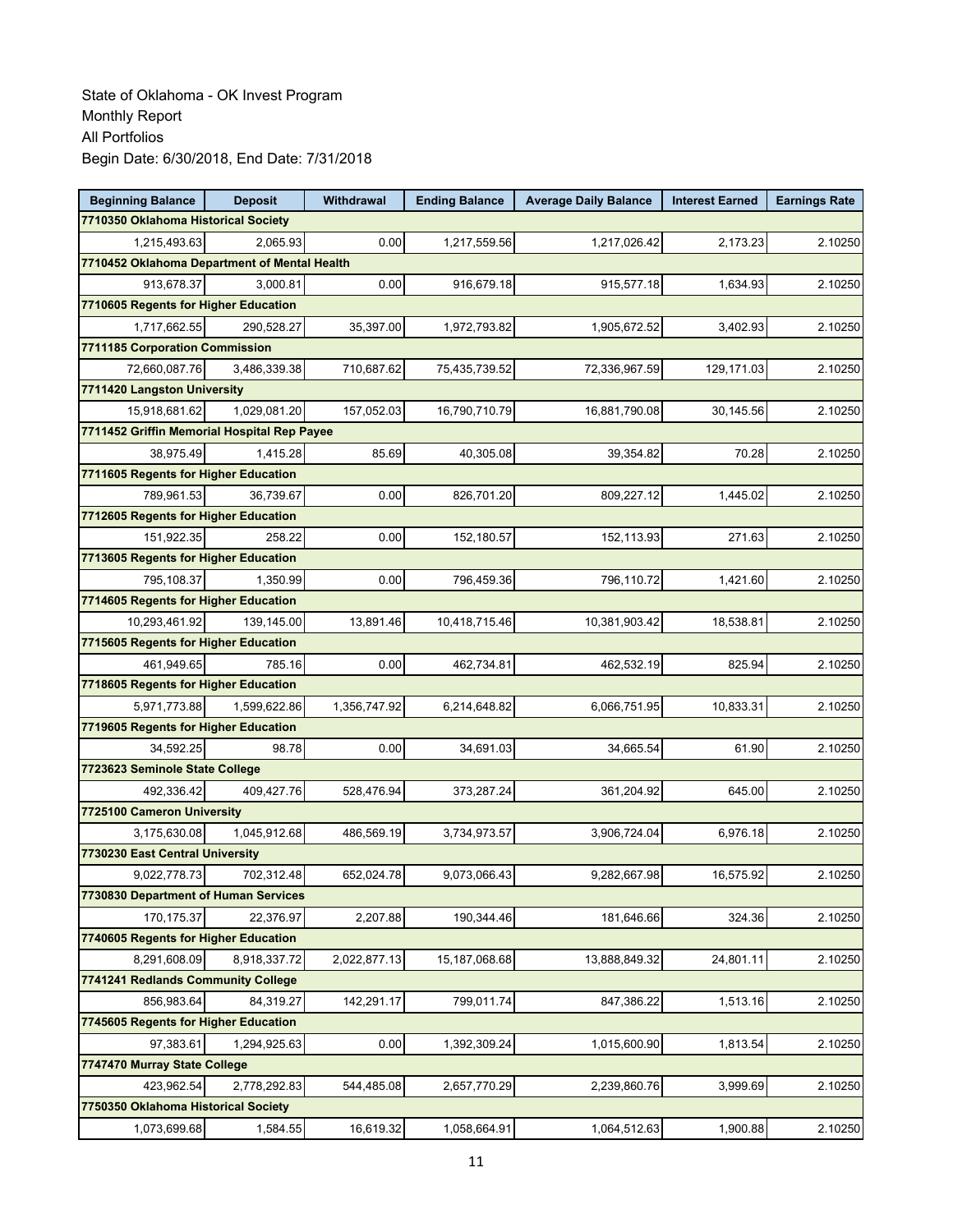State of Oklahoma - OK Invest Program
Monthly Report
All Portfolios
Begin Date: 6/30/2018, End Date: 7/31/2018

| Beginning Balance | Deposit | Withdrawal | Ending Balance | Average Daily Balance | Interest Earned | Earnings Rate |
|---|---|---|---|---|---|---|
| **7710350 Oklahoma Historical Society** | | | | | | |
| 1,215,493.63 | 2,065.93 | 0.00 | 1,217,559.56 | 1,217,026.42 | 2,173.23 | 2.10250 |
| **7710452 Oklahoma Department of Mental Health** | | | | | | |
| 913,678.37 | 3,000.81 | 0.00 | 916,679.18 | 915,577.18 | 1,634.93 | 2.10250 |
| **7710605 Regents for Higher Education** | | | | | | |
| 1,717,662.55 | 290,528.27 | 35,397.00 | 1,972,793.82 | 1,905,672.52 | 3,402.93 | 2.10250 |
| **7711185 Corporation Commission** | | | | | | |
| 72,660,087.76 | 3,486,339.38 | 710,687.62 | 75,435,739.52 | 72,336,967.59 | 129,171.03 | 2.10250 |
| **7711420 Langston University** | | | | | | |
| 15,918,681.62 | 1,029,081.20 | 157,052.03 | 16,790,710.79 | 16,881,790.08 | 30,145.56 | 2.10250 |
| **7711452 Griffin Memorial Hospital Rep Payee** | | | | | | |
| 38,975.49 | 1,415.28 | 85.69 | 40,305.08 | 39,354.82 | 70.28 | 2.10250 |
| **7711605 Regents for Higher Education** | | | | | | |
| 789,961.53 | 36,739.67 | 0.00 | 826,701.20 | 809,227.12 | 1,445.02 | 2.10250 |
| **7712605 Regents for Higher Education** | | | | | | |
| 151,922.35 | 258.22 | 0.00 | 152,180.57 | 152,113.93 | 271.63 | 2.10250 |
| **7713605 Regents for Higher Education** | | | | | | |
| 795,108.37 | 1,350.99 | 0.00 | 796,459.36 | 796,110.72 | 1,421.60 | 2.10250 |
| **7714605 Regents for Higher Education** | | | | | | |
| 10,293,461.92 | 139,145.00 | 13,891.46 | 10,418,715.46 | 10,381,903.42 | 18,538.81 | 2.10250 |
| **7715605 Regents for Higher Education** | | | | | | |
| 461,949.65 | 785.16 | 0.00 | 462,734.81 | 462,532.19 | 825.94 | 2.10250 |
| **7718605 Regents for Higher Education** | | | | | | |
| 5,971,773.88 | 1,599,622.86 | 1,356,747.92 | 6,214,648.82 | 6,066,751.95 | 10,833.31 | 2.10250 |
| **7719605 Regents for Higher Education** | | | | | | |
| 34,592.25 | 98.78 | 0.00 | 34,691.03 | 34,665.54 | 61.90 | 2.10250 |
| **7723623 Seminole State College** | | | | | | |
| 492,336.42 | 409,427.76 | 528,476.94 | 373,287.24 | 361,204.92 | 645.00 | 2.10250 |
| **7725100 Cameron University** | | | | | | |
| 3,175,630.08 | 1,045,912.68 | 486,569.19 | 3,734,973.57 | 3,906,724.04 | 6,976.18 | 2.10250 |
| **7730230 East Central University** | | | | | | |
| 9,022,778.73 | 702,312.48 | 652,024.78 | 9,073,066.43 | 9,282,667.98 | 16,575.92 | 2.10250 |
| **7730830 Department of Human Services** | | | | | | |
| 170,175.37 | 22,376.97 | 2,207.88 | 190,344.46 | 181,646.66 | 324.36 | 2.10250 |
| **7740605 Regents for Higher Education** | | | | | | |
| 8,291,608.09 | 8,918,337.72 | 2,022,877.13 | 15,187,068.68 | 13,888,849.32 | 24,801.11 | 2.10250 |
| **7741241 Redlands Community College** | | | | | | |
| 856,983.64 | 84,319.27 | 142,291.17 | 799,011.74 | 847,386.22 | 1,513.16 | 2.10250 |
| **7745605 Regents for Higher Education** | | | | | | |
| 97,383.61 | 1,294,925.63 | 0.00 | 1,392,309.24 | 1,015,600.90 | 1,813.54 | 2.10250 |
| **7747470 Murray State College** | | | | | | |
| 423,962.54 | 2,778,292.83 | 544,485.08 | 2,657,770.29 | 2,239,860.76 | 3,999.69 | 2.10250 |
| **7750350 Oklahoma Historical Society** | | | | | | |
| 1,073,699.68 | 1,584.55 | 16,619.32 | 1,058,664.91 | 1,064,512.63 | 1,900.88 | 2.10250 |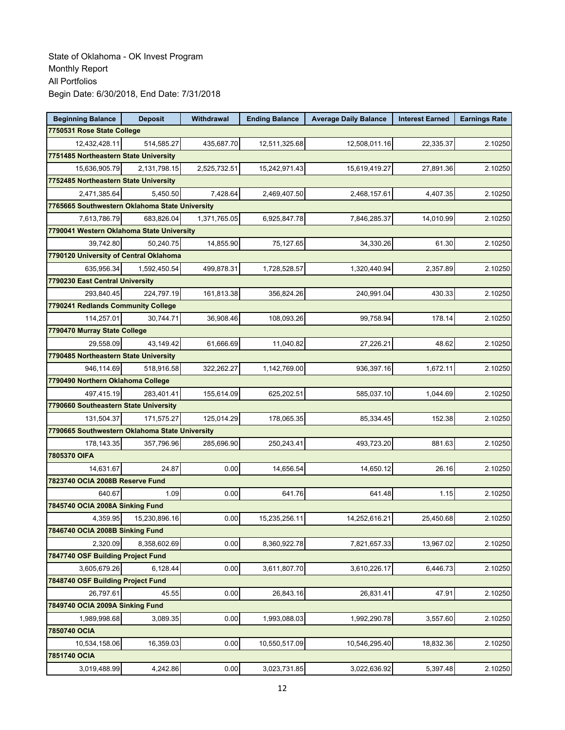State of Oklahoma - OK Invest Program
Monthly Report
All Portfolios
Begin Date: 6/30/2018, End Date: 7/31/2018

| Beginning Balance | Deposit | Withdrawal | Ending Balance | Average Daily Balance | Interest Earned | Earnings Rate |
|---|---|---|---|---|---|---|
| **7750531 Rose State College** | | | | | | |
| 12,432,428.11 | 514,585.27 | 435,687.70 | 12,511,325.68 | 12,508,011.16 | 22,335.37 | 2.10250 |
| **7751485 Northeastern State University** | | | | | | |
| 15,636,905.79 | 2,131,798.15 | 2,525,732.51 | 15,242,971.43 | 15,619,419.27 | 27,891.36 | 2.10250 |
| **7752485 Northeastern State University** | | | | | | |
| 2,471,385.64 | 5,450.50 | 7,428.64 | 2,469,407.50 | 2,468,157.61 | 4,407.35 | 2.10250 |
| **7765665 Southwestern Oklahoma State University** | | | | | | |
| 7,613,786.79 | 683,826.04 | 1,371,765.05 | 6,925,847.78 | 7,846,285.37 | 14,010.99 | 2.10250 |
| **7790041 Western Oklahoma State University** | | | | | | |
| 39,742.80 | 50,240.75 | 14,855.90 | 75,127.65 | 34,330.26 | 61.30 | 2.10250 |
| **7790120 University of Central Oklahoma** | | | | | | |
| 635,956.34 | 1,592,450.54 | 499,878.31 | 1,728,528.57 | 1,320,440.94 | 2,357.89 | 2.10250 |
| **7790230 East Central University** | | | | | | |
| 293,840.45 | 224,797.19 | 161,813.38 | 356,824.26 | 240,991.04 | 430.33 | 2.10250 |
| **7790241 Redlands Community College** | | | | | | |
| 114,257.01 | 30,744.71 | 36,908.46 | 108,093.26 | 99,758.94 | 178.14 | 2.10250 |
| **7790470 Murray State College** | | | | | | |
| 29,558.09 | 43,149.42 | 61,666.69 | 11,040.82 | 27,226.21 | 48.62 | 2.10250 |
| **7790485 Northeastern State University** | | | | | | |
| 946,114.69 | 518,916.58 | 322,262.27 | 1,142,769.00 | 936,397.16 | 1,672.11 | 2.10250 |
| **7790490 Northern Oklahoma College** | | | | | | |
| 497,415.19 | 283,401.41 | 155,614.09 | 625,202.51 | 585,037.10 | 1,044.69 | 2.10250 |
| **7790660 Southeastern State University** | | | | | | |
| 131,504.37 | 171,575.27 | 125,014.29 | 178,065.35 | 85,334.45 | 152.38 | 2.10250 |
| **7790665 Southwestern Oklahoma State University** | | | | | | |
| 178,143.35 | 357,796.96 | 285,696.90 | 250,243.41 | 493,723.20 | 881.63 | 2.10250 |
| **7805370 OIFA** | | | | | | |
| 14,631.67 | 24.87 | 0.00 | 14,656.54 | 14,650.12 | 26.16 | 2.10250 |
| **7823740 OCIA 2008B Reserve Fund** | | | | | | |
| 640.67 | 1.09 | 0.00 | 641.76 | 641.48 | 1.15 | 2.10250 |
| **7845740 OCIA 2008A Sinking Fund** | | | | | | |
| 4,359.95 | 15,230,896.16 | 0.00 | 15,235,256.11 | 14,252,616.21 | 25,450.68 | 2.10250 |
| **7846740 OCIA 2008B Sinking Fund** | | | | | | |
| 2,320.09 | 8,358,602.69 | 0.00 | 8,360,922.78 | 7,821,657.33 | 13,967.02 | 2.10250 |
| **7847740 OSF Building Project Fund** | | | | | | |
| 3,605,679.26 | 6,128.44 | 0.00 | 3,611,807.70 | 3,610,226.17 | 6,446.73 | 2.10250 |
| **7848740 OSF Building Project Fund** | | | | | | |
| 26,797.61 | 45.55 | 0.00 | 26,843.16 | 26,831.41 | 47.91 | 2.10250 |
| **7849740 OCIA 2009A Sinking Fund** | | | | | | |
| 1,989,998.68 | 3,089.35 | 0.00 | 1,993,088.03 | 1,992,290.78 | 3,557.60 | 2.10250 |
| **7850740 OCIA** | | | | | | |
| 10,534,158.06 | 16,359.03 | 0.00 | 10,550,517.09 | 10,546,295.40 | 18,832.36 | 2.10250 |
| **7851740 OCIA** | | | | | | |
| 3,019,488.99 | 4,242.86 | 0.00 | 3,023,731.85 | 3,022,636.92 | 5,397.48 | 2.10250 |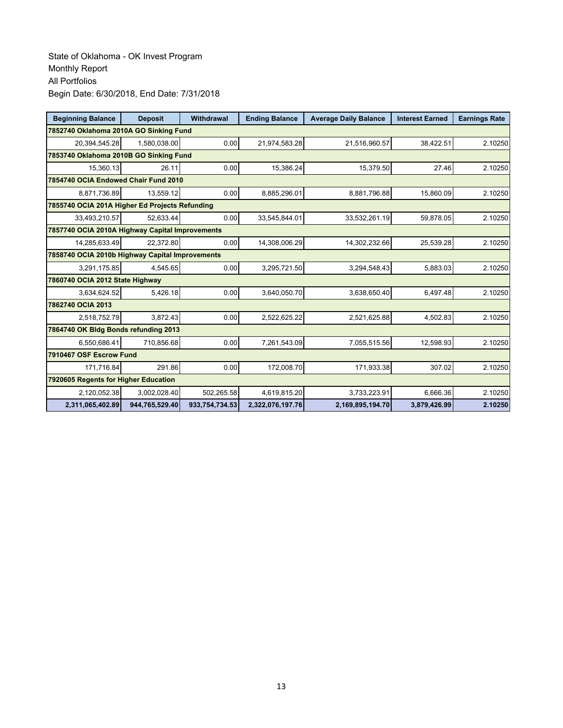State of Oklahoma - OK Invest Program
Monthly Report
All Portfolios
Begin Date: 6/30/2018, End Date: 7/31/2018

| Beginning Balance | Deposit | Withdrawal | Ending Balance | Average Daily Balance | Interest Earned | Earnings Rate |
|---|---|---|---|---|---|---|
| **7852740 Oklahoma 2010A GO Sinking Fund** | | | | | | |
| 20,394,545.28 | 1,580,038.00 | 0.00 | 21,974,583.28 | 21,516,960.57 | 38,422.51 | 2.10250 |
| **7853740 Oklahoma 2010B GO Sinking Fund** | | | | | | |
| 15,360.13 | 26.11 | 0.00 | 15,386.24 | 15,379.50 | 27.46 | 2.10250 |
| **7854740 OCIA Endowed Chair Fund 2010** | | | | | | |
| 8,871,736.89 | 13,559.12 | 0.00 | 8,885,296.01 | 8,881,796.88 | 15,860.09 | 2.10250 |
| **7855740 OCIA 201A Higher Ed Projects Refunding** | | | | | | |
| 33,493,210.57 | 52,633.44 | 0.00 | 33,545,844.01 | 33,532,261.19 | 59,878.05 | 2.10250 |
| **7857740 OCIA 2010A Highway Capital Improvements** | | | | | | |
| 14,285,633.49 | 22,372.80 | 0.00 | 14,308,006.29 | 14,302,232.66 | 25,539.28 | 2.10250 |
| **7858740 OCIA 2010b Highway Capital Improvements** | | | | | | |
| 3,291,175.85 | 4,545.65 | 0.00 | 3,295,721.50 | 3,294,548.43 | 5,883.03 | 2.10250 |
| **7860740 OCIA 2012 State Highway** | | | | | | |
| 3,634,624.52 | 5,426.18 | 0.00 | 3,640,050.70 | 3,638,650.40 | 6,497.48 | 2.10250 |
| **7862740 OCIA 2013** | | | | | | |
| 2,518,752.79 | 3,872.43 | 0.00 | 2,522,625.22 | 2,521,625.88 | 4,502.83 | 2.10250 |
| **7864740 OK Bldg Bonds refunding 2013** | | | | | | |
| 6,550,686.41 | 710,856.68 | 0.00 | 7,261,543.09 | 7,055,515.56 | 12,598.93 | 2.10250 |
| **7910467 OSF Escrow Fund** | | | | | | |
| 171,716.84 | 291.86 | 0.00 | 172,008.70 | 171,933.38 | 307.02 | 2.10250 |
| **7920605 Regents for Higher Education** | | | | | | |
| 2,120,052.38 | 3,002,028.40 | 502,265.58 | 4,619,815.20 | 3,733,223.91 | 6,666.36 | 2.10250 |
| **2,311,065,402.89** | **944,765,529.40** | **933,754,734.53** | **2,322,076,197.76** | **2,169,895,194.70** | **3,879,426.99** | **2.10250** |